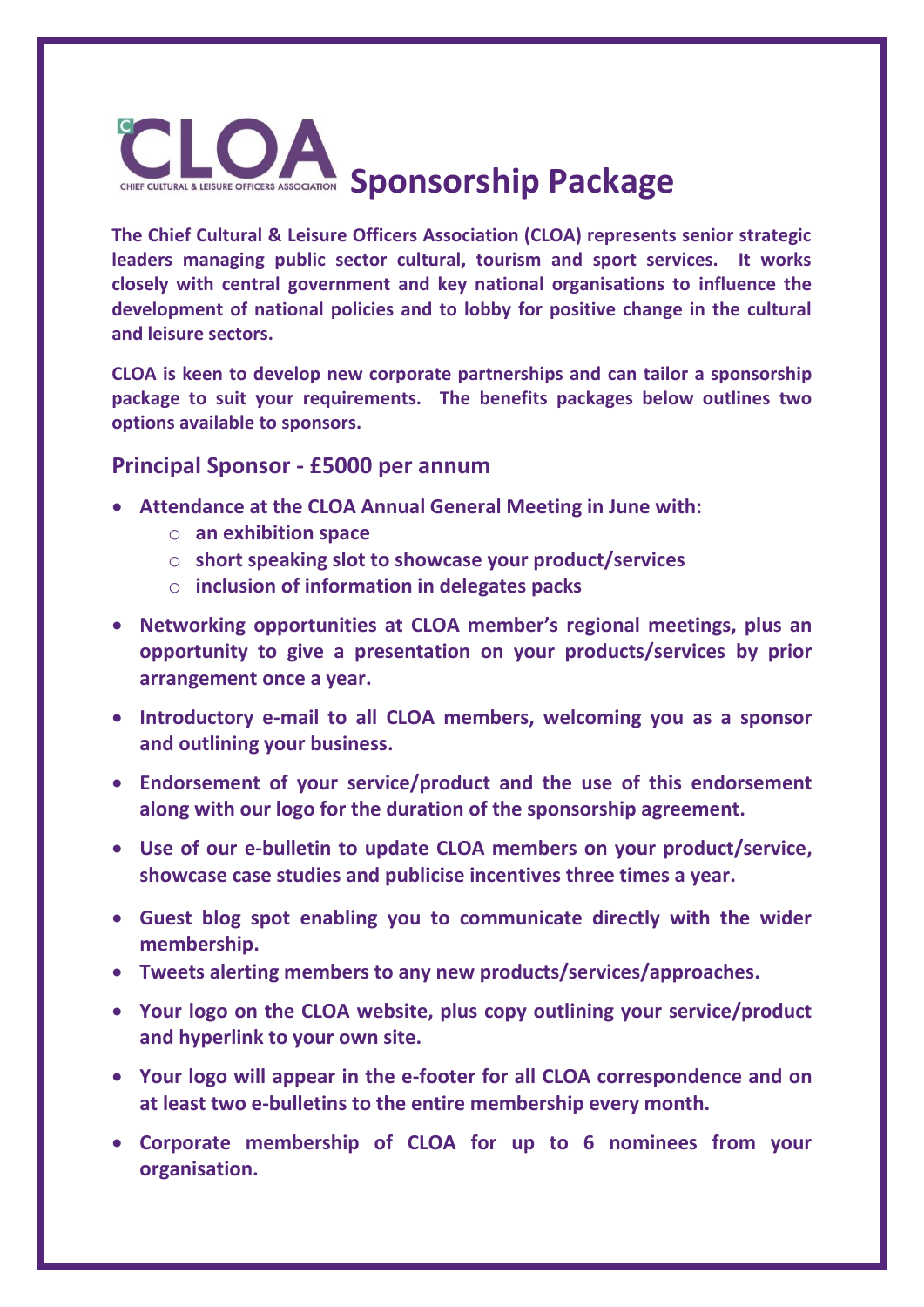# CLOA Sponsorship Package

CHIEF CULTURAL & LEISURE OFFICERS ASSOCIATION

**The Chief Cultural & Leisure Officers Association (CLOA) represents senior strategic leaders managing public sector cultural, tourism and sport services. It works closely with central government and key national organisations to influence the development of national policies and to lobby for positive change in the cultural and leisure sectors.**

**CLOA is keen to develop new corporate partnerships and can tailor a sponsorship package to suit your requirements. The benefits packages below outlines two options available to sponsors.**

## Principal Sponsor - £5000 per annum

- **Attendance at the CLOA Annual General Meeting in June with:**
  - **an exhibition space**
  - **short speaking slot to showcase your product/services**
  - **inclusion of information in delegates packs**
- **Networking opportunities at CLOA member's regional meetings, plus an opportunity to give a presentation on your products/services by prior arrangement once a year.**
- **Introductory e-mail to all CLOA members, welcoming you as a sponsor and outlining your business.**
- **Endorsement of your service/product and the use of this endorsement along with our logo for the duration of the sponsorship agreement.**
- **Use of our e-bulletin to update CLOA members on your product/service, showcase case studies and publicise incentives three times a year.**
- **Guest blog spot enabling you to communicate directly with the wider membership.**
- **Tweets alerting members to any new products/services/approaches.**
- **Your logo on the CLOA website, plus copy outlining your service/product and hyperlink to your own site.**
- **Your logo will appear in the e-footer for all CLOA correspondence and on at least two e-bulletins to the entire membership every month.**
- **Corporate membership of CLOA for up to 6 nominees from your organisation.**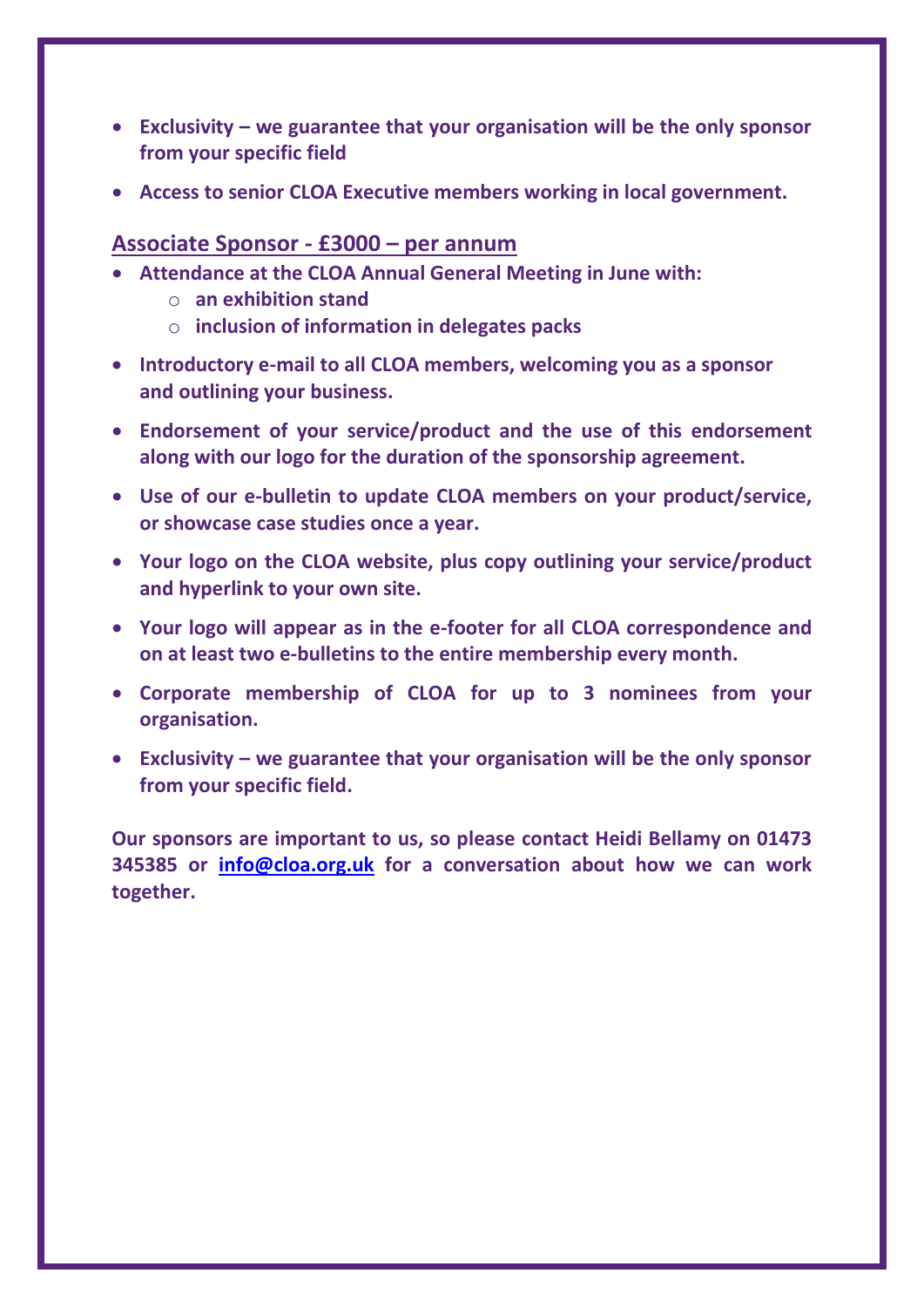- **Exclusivity – we guarantee that your organisation will be the only sponsor from your specific field**
- **Access to senior CLOA Executive members working in local government.**

## Associate Sponsor - £3000 – per annum

- **Attendance at the CLOA Annual General Meeting in June with:**
  - **an exhibition stand**
  - **inclusion of information in delegates packs**
- **Introductory e-mail to all CLOA members, welcoming you as a sponsor and outlining your business.**
- **Endorsement of your service/product and the use of this endorsement along with our logo for the duration of the sponsorship agreement.**
- **Use of our e-bulletin to update CLOA members on your product/service, or showcase case studies once a year.**
- **Your logo on the CLOA website, plus copy outlining your service/product and hyperlink to your own site.**
- **Your logo will appear as in the e-footer for all CLOA correspondence and on at least two e-bulletins to the entire membership every month.**
- **Corporate membership of CLOA for up to 3 nominees from your organisation.**
- **Exclusivity – we guarantee that your organisation will be the only sponsor from your specific field.**

**Our sponsors are important to us, so please contact Heidi Bellamy on 01473 345385 or [info@cloa.org.uk](mailto:info@cloa.org.uk) for a conversation about how we can work together.**